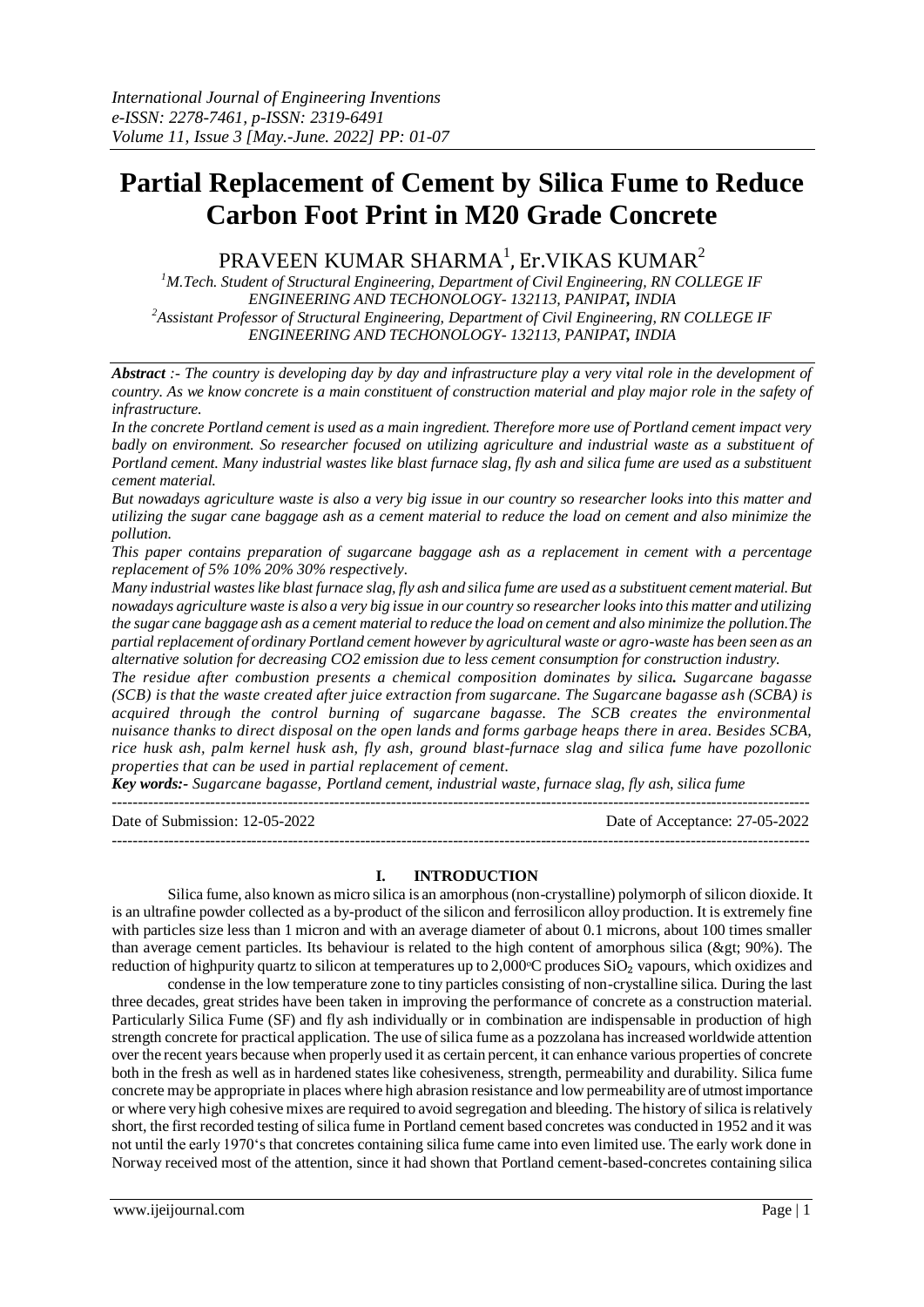# Partial Replacement of Cement by Silica Fume to Reduce Carbon Foot Print in M20 Grade Concrete

PRAVEEN KUMAR SHARMA[1], Er.VIKAS KUMAR[2]

[1]*M.Tech. Student of Structural Engineering, Department of Civil Engineering, RN COLLEGE IF ENGINEERING AND TECHONOLOGY- 132113, PANIPAT, INDIA*
[2]*Assistant Professor of Structural Engineering, Department of Civil Engineering, RN COLLEGE IF ENGINEERING AND TECHONOLOGY- 132113, PANIPAT, INDIA*

***Abstract*** *:- The country is developing day by day and infrastructure play a very vital role in the development of country. As we know concrete is a main constituent of construction material and play major role in the safety of infrastructure.*

*In the concrete Portland cement is used as a main ingredient. Therefore more use of Portland cement impact very badly on environment. So researcher focused on utilizing agriculture and industrial waste as a substituent of Portland cement. Many industrial wastes like blast furnace slag, fly ash and silica fume are used as a substituent cement material.*

*But nowadays agriculture waste is also a very big issue in our country so researcher looks into this matter and utilizing the sugar cane baggage ash as a cement material to reduce the load on cement and also minimize the pollution.*

*This paper contains preparation of sugarcane baggage ash as a replacement in cement with a percentage replacement of 5% 10% 20% 30% respectively.*

*Many industrial wastes like blast furnace slag, fly ash and silica fume are used as a substituent cement material. But nowadays agriculture waste is also a very big issue in our country so researcher looks into this matter and utilizing the sugar cane baggage ash as a cement material to reduce the load on cement and also minimize the pollution.The partial replacement of ordinary Portland cement however by agricultural waste or agro-waste has been seen as an alternative solution for decreasing CO2 emission due to less cement consumption for construction industry.*

*The residue after combustion presents a chemical composition dominates by silica**.** Sugarcane bagasse (SCB) is that the waste created after juice extraction from sugarcane. The Sugarcane bagasse ash (SCBA) is acquired through the control burning of sugarcane bagasse. The SCB creates the environmental nuisance thanks to direct disposal on the open lands and forms garbage heaps there in area. Besides SCBA, rice husk ash, palm kernel husk ash, fly ash, ground blast-furnace slag and silica fume have pozollonic properties that can be used in partial replacement of cement.*

***Key words:-*** *Sugarcane bagasse, Portland cement, industrial waste, furnace slag, fly ash, silica fume*

---

Date of Submission: 12-05-2022 Date of Acceptance: 27-05-2022

---

## I. INTRODUCTION

Silica fume, also known as micro silica is an amorphous (non-crystalline) polymorph of silicon dioxide. It is an ultrafine powder collected as a by-product of the silicon and ferrosilicon alloy production. It is extremely fine with particles size less than 1 micron and with an average diameter of about 0.1 microns, about 100 times smaller than average cement particles. Its behaviour is related to the high content of amorphous silica (&gt; 90%). The reduction of highpurity quartz to silicon at temperatures up to 2,000°C produces $SiO_2$ vapours, which oxidizes and condense in the low temperature zone to tiny particles consisting of non-crystalline silica. During the last three decades, great strides have been taken in improving the performance of concrete as a construction material. Particularly Silica Fume (SF) and fly ash individually or in combination are indispensable in production of high strength concrete for practical application. The use of silica fume as a pozzolana has increased worldwide attention over the recent years because when properly used it as certain percent, it can enhance various properties of concrete both in the fresh as well as in hardened states like cohesiveness, strength, permeability and durability. Silica fume concrete may be appropriate in places where high abrasion resistance and low permeability are of utmost importance or where very high cohesive mixes are required to avoid segregation and bleeding. The history of silica is relatively short, the first recorded testing of silica fume in Portland cement based concretes was conducted in 1952 and it was not until the early 1970's that concretes containing silica fume came into even limited use. The early work done in Norway received most of the attention, since it had shown that Portland cement-based-concretes containing silica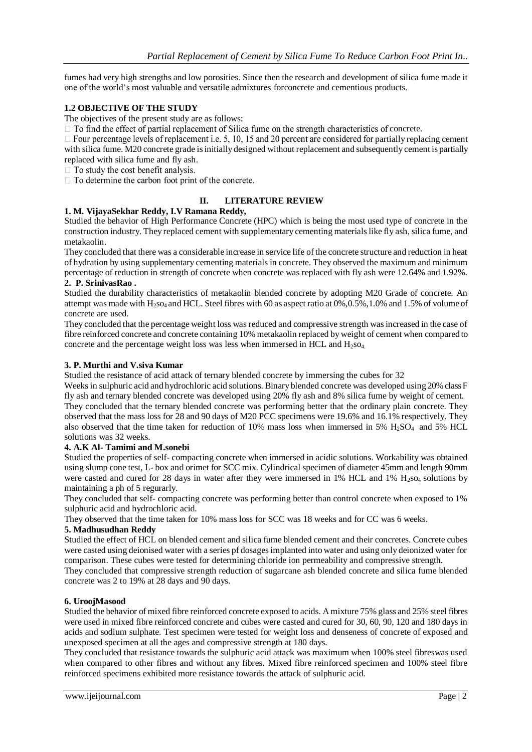fumes had very high strengths and low porosities. Since then the research and development of silica fume made it one of the world's most valuable and versatile admixtures forconcrete and cementious products.

### 1.2 OBJECTIVE OF THE STUDY

The objectives of the present study are as follows:

- To find the effect of partial replacement of Silica fume on the strength characteristics of concrete.
- Four percentage levels of replacement i.e. 5, 10, 15 and 20 percent are considered for partially replacing cement with silica fume. M20 concrete grade is initially designed without replacement and subsequently cement is partially replaced with silica fume and fly ash.
- To study the cost benefit analysis.
- To determine the carbon foot print of the concrete.

## II. LITERATURE REVIEW

### 1. M. VijayaSekhar Reddy, I.V Ramana Reddy,

Studied the behavior of High Performance Concrete (HPC) which is being the most used type of concrete in the construction industry. They replaced cement with supplementary cementing materials like fly ash, silica fume, and metakaolin.

They concluded that there was a considerable increase in service life of the concrete structure and reduction in heat of hydration by using supplementary cementing materials in concrete. They observed the maximum and minimum percentage of reduction in strength of concrete when concrete was replaced with fly ash were 12.64% and 1.92%.

### 2. P. SrinivasRao .

Studied the durability characteristics of metakaolin blended concrete by adopting M20 Grade of concrete. An attempt was made with $H_2so_4$ and HCL. Steel fibres with 60 as aspect ratio at 0%,0.5%,1.0% and 1.5% of volume of concrete are used.

They concluded that the percentage weight loss was reduced and compressive strength was increased in the case of fibre reinforced concrete and concrete containing 10% metakaolin replaced by weight of cement when compared to concrete and the percentage weight loss was less when immersed in HCL and $H_2so_4$.

### 3. P. Murthi and V.siva Kumar

Studied the resistance of acid attack of ternary blended concrete by immersing the cubes for 32 Weeks in sulphuric acid and hydrochloric acid solutions. Binary blended concrete was developed using 20% class F fly ash and ternary blended concrete was developed using 20% fly ash and 8% silica fume by weight of cement.

They concluded that the ternary blended concrete was performing better that the ordinary plain concrete. They observed that the mass loss for 28 and 90 days of M20 PCC specimens were 19.6% and 16.1% respectively. They also observed that the time taken for reduction of 10% mass loss when immersed in 5% $H_2SO_4$ and 5% HCL solutions was 32 weeks.

### 4. A.K Al- Tamimi and M.sonebi

Studied the properties of self- compacting concrete when immersed in acidic solutions. Workability was obtained using slump cone test, L- box and orimet for SCC mix. Cylindrical specimen of diameter 45mm and length 90mm were casted and cured for 28 days in water after they were immersed in 1% HCL and 1% $H_2so_4$ solutions by maintaining a ph of 5 regurarly.

They concluded that self- compacting concrete was performing better than control concrete when exposed to 1% sulphuric acid and hydrochloric acid.

They observed that the time taken for 10% mass loss for SCC was 18 weeks and for CC was 6 weeks.

### 5. Madhusudhan Reddy

Studied the effect of HCL on blended cement and silica fume blended cement and their concretes. Concrete cubes were casted using deionised water with a series pf dosages implanted into water and using only deionized water for comparison. These cubes were tested for determining chloride ion permeability and compressive strength.

They concluded that compressive strength reduction of sugarcane ash blended concrete and silica fume blended concrete was 2 to 19% at 28 days and 90 days.

### 6. UroojMasood

Studied the behavior of mixed fibre reinforced concrete exposed to acids. A mixture 75% glass and 25% steel fibres were used in mixed fibre reinforced concrete and cubes were casted and cured for 30, 60, 90, 120 and 180 days in acids and sodium sulphate. Test specimen were tested for weight loss and denseness of concrete of exposed and unexposed specimen at all the ages and compressive strength at 180 days.

They concluded that resistance towards the sulphuric acid attack was maximum when 100% steel fibreswas used when compared to other fibres and without any fibres. Mixed fibre reinforced specimen and 100% steel fibre reinforced specimens exhibited more resistance towards the attack of sulphuric acid.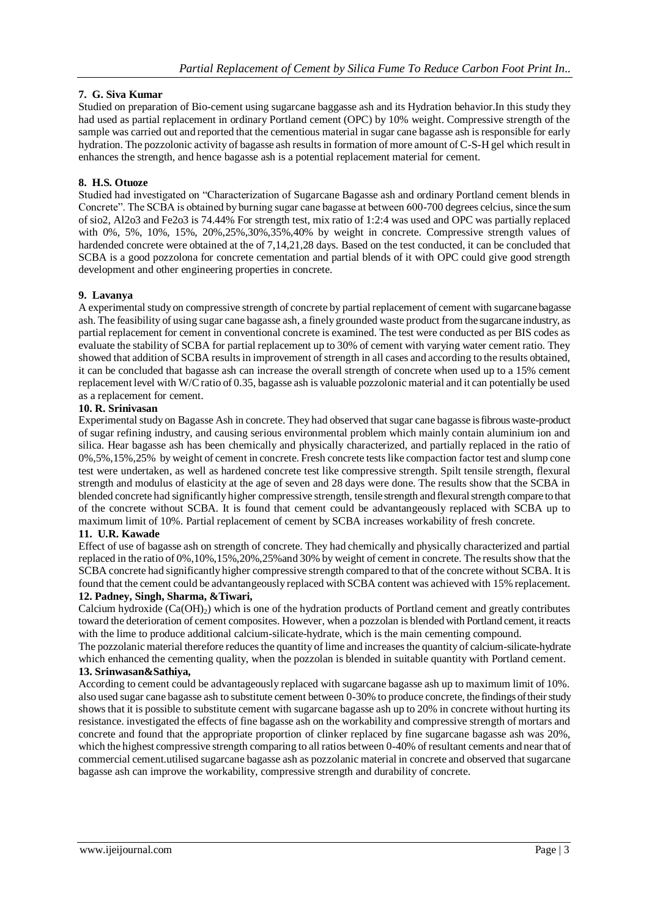### 7. G. Siva Kumar

Studied on preparation of Bio-cement using sugarcane baggasse ash and its Hydration behavior.In this study they had used as partial replacement in ordinary Portland cement (OPC) by 10% weight. Compressive strength of the sample was carried out and reported that the cementious material in sugar cane bagasse ash is responsible for early hydration. The pozzolonic activity of bagasse ash results in formation of more amount of C-S-H gel which result in enhances the strength, and hence bagasse ash is a potential replacement material for cement.

### 8. H.S. Otuoze

Studied had investigated on "Characterization of Sugarcane Bagasse ash and ordinary Portland cement blends in Concrete". The SCBA is obtained by burning sugar cane bagasse at between 600-700 degrees celcius, since the sum of sio2, Al2o3 and Fe2o3 is 74.44% For strength test, mix ratio of 1:2:4 was used and OPC was partially replaced with 0%, 5%, 10%, 15%, 20%,25%,30%,35%,40% by weight in concrete. Compressive strength values of hardended concrete were obtained at the of 7,14,21,28 days. Based on the test conducted, it can be concluded that SCBA is a good pozzolona for concrete cementation and partial blends of it with OPC could give good strength development and other engineering properties in concrete.

### 9. Lavanya

A experimental study on compressive strength of concrete by partial replacement of cement with sugarcane bagasse ash. The feasibility of using sugar cane bagasse ash, a finely grounded waste product from the sugarcane industry, as partial replacement for cement in conventional concrete is examined. The test were conducted as per BIS codes as evaluate the stability of SCBA for partial replacement up to 30% of cement with varying water cement ratio. They showed that addition of SCBA results in improvement of strength in all cases and according to the results obtained, it can be concluded that bagasse ash can increase the overall strength of concrete when used up to a 15% cement replacement level with W/C ratio of 0.35, bagasse ash is valuable pozzolonic material and it can potentially be used as a replacement for cement.

### 10. R. Srinivasan

Experimental study on Bagasse Ash in concrete. They had observed that sugar cane bagasse is fibrous waste-product of sugar refining industry, and causing serious environmental problem which mainly contain aluminium ion and silica. Hear bagasse ash has been chemically and physically characterized, and partially replaced in the ratio of 0%,5%,15%,25% by weight of cement in concrete. Fresh concrete tests like compaction factor test and slump cone test were undertaken, as well as hardened concrete test like compressive strength. Spilt tensile strength, flexural strength and modulus of elasticity at the age of seven and 28 days were done. The results show that the SCBA in blended concrete had significantly higher compressive strength, tensile strength and flexural strength compare to that of the concrete without SCBA. It is found that cement could be advantangeously replaced with SCBA up to maximum limit of 10%. Partial replacement of cement by SCBA increases workability of fresh concrete.

### 11. U.R. Kawade

Effect of use of bagasse ash on strength of concrete. They had chemically and physically characterized and partial replaced in the ratio of 0%,10%,15%,20%,25%and 30% by weight of cement in concrete. The results show that the SCBA concrete had significantly higher compressive strength compared to that of the concrete without SCBA. It is found that the cement could be advantageously replaced with SCBA content was achieved with 15% replacement.

### 12. Padney, Singh, Sharma, &Tiwari,

Calcium hydroxide ($Ca(OH)_2$) which is one of the hydration products of Portland cement and greatly contributes toward the deterioration of cement composites. However, when a pozzolan is blended with Portland cement, it reacts with the lime to produce additional calcium-silicate-hydrate, which is the main cementing compound.

The pozzolanic material therefore reduces the quantity of lime and increases the quantity of calcium-silicate-hydrate which enhanced the cementing quality, when the pozzolan is blended in suitable quantity with Portland cement.

### 13. Srinwasan&Sathiya,

According to cement could be advantageously replaced with sugarcane bagasse ash up to maximum limit of 10%. also used sugar cane bagasse ash to substitute cement between 0-30% to produce concrete, the findings of their study shows that it is possible to substitute cement with sugarcane bagasse ash up to 20% in concrete without hurting its resistance. investigated the effects of fine bagasse ash on the workability and compressive strength of mortars and concrete and found that the appropriate proportion of clinker replaced by fine sugarcane bagasse ash was 20%, which the highest compressive strength comparing to all ratios between 0-40% of resultant cements and near that of commercial cement.utilised sugarcane bagasse ash as pozzolanic material in concrete and observed that sugarcane bagasse ash can improve the workability, compressive strength and durability of concrete.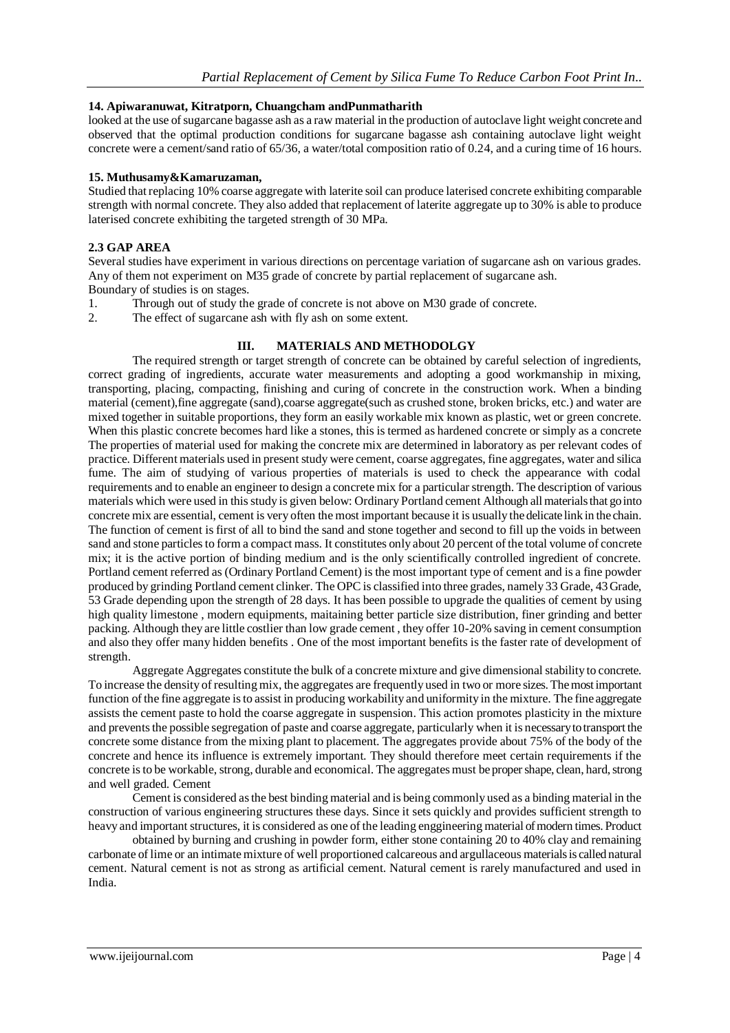**14. Apiwaranuwat, Kitratporn, Chuangcham andPunmatharith**

looked at the use of sugarcane bagasse ash as a raw material in the production of autoclave light weight concrete and observed that the optimal production conditions for sugarcane bagasse ash containing autoclave light weight concrete were a cement/sand ratio of 65/36, a water/total composition ratio of 0.24, and a curing time of 16 hours.

**15. Muthusamy&Kamaruzaman,**

Studied that replacing 10% coarse aggregate with laterite soil can produce laterised concrete exhibiting comparable strength with normal concrete. They also added that replacement of laterite aggregate up to 30% is able to produce laterised concrete exhibiting the targeted strength of 30 MPa.

## 2.3 GAP AREA

Several studies have experiment in various directions on percentage variation of sugarcane ash on various grades. Any of them not experiment on M35 grade of concrete by partial replacement of sugarcane ash.

Boundary of studies is on stages.

1. Through out of study the grade of concrete is not above on M30 grade of concrete.
2. The effect of sugarcane ash with fly ash on some extent.

# III. MATERIALS AND METHODOLGY

The required strength or target strength of concrete can be obtained by careful selection of ingredients, correct grading of ingredients, accurate water measurements and adopting a good workmanship in mixing, transporting, placing, compacting, finishing and curing of concrete in the construction work. When a binding material (cement),fine aggregate (sand),coarse aggregate(such as crushed stone, broken bricks, etc.) and water are mixed together in suitable proportions, they form an easily workable mix known as plastic, wet or green concrete. When this plastic concrete becomes hard like a stones, this is termed as hardened concrete or simply as a concrete The properties of material used for making the concrete mix are determined in laboratory as per relevant codes of practice. Different materials used in present study were cement, coarse aggregates, fine aggregates, water and silica fume. The aim of studying of various properties of materials is used to check the appearance with codal requirements and to enable an engineer to design a concrete mix for a particular strength. The description of various materials which were used in this study is given below: Ordinary Portland cement Although all materials that go into concrete mix are essential, cement is very often the most important because it is usually the delicate link in the chain. The function of cement is first of all to bind the sand and stone together and second to fill up the voids in between sand and stone particles to form a compact mass. It constitutes only about 20 percent of the total volume of concrete mix; it is the active portion of binding medium and is the only scientifically controlled ingredient of concrete. Portland cement referred as (Ordinary Portland Cement) is the most important type of cement and is a fine powder produced by grinding Portland cement clinker. The OPC is classified into three grades, namely 33 Grade, 43 Grade, 53 Grade depending upon the strength of 28 days. It has been possible to upgrade the qualities of cement by using high quality limestone , modern equipments, maitaining better particle size distribution, finer grinding and better packing. Although they are little costlier than low grade cement , they offer 10-20% saving in cement consumption and also they offer many hidden benefits . One of the most important benefits is the faster rate of development of strength.

Aggregate Aggregates constitute the bulk of a concrete mixture and give dimensional stability to concrete. To increase the density of resulting mix, the aggregates are frequently used in two or more sizes. The most important function of the fine aggregate is to assist in producing workability and uniformity in the mixture. The fine aggregate assists the cement paste to hold the coarse aggregate in suspension. This action promotes plasticity in the mixture and prevents the possible segregation of paste and coarse aggregate, particularly when it is necessary to transport the concrete some distance from the mixing plant to placement. The aggregates provide about 75% of the body of the concrete and hence its influence is extremely important. They should therefore meet certain requirements if the concrete is to be workable, strong, durable and economical. The aggregates must be proper shape, clean, hard, strong and well graded. Cement

Cement is considered as the best binding material and is being commonly used as a binding material in the construction of various engineering structures these days. Since it sets quickly and provides sufficient strength to heavy and important structures, it is considered as one of the leading enggineering material of modern times. Product

obtained by burning and crushing in powder form, either stone containing 20 to 40% clay and remaining carbonate of lime or an intimate mixture of well proportioned calcareous and argullaceous materials is called natural cement. Natural cement is not as strong as artificial cement. Natural cement is rarely manufactured and used in India.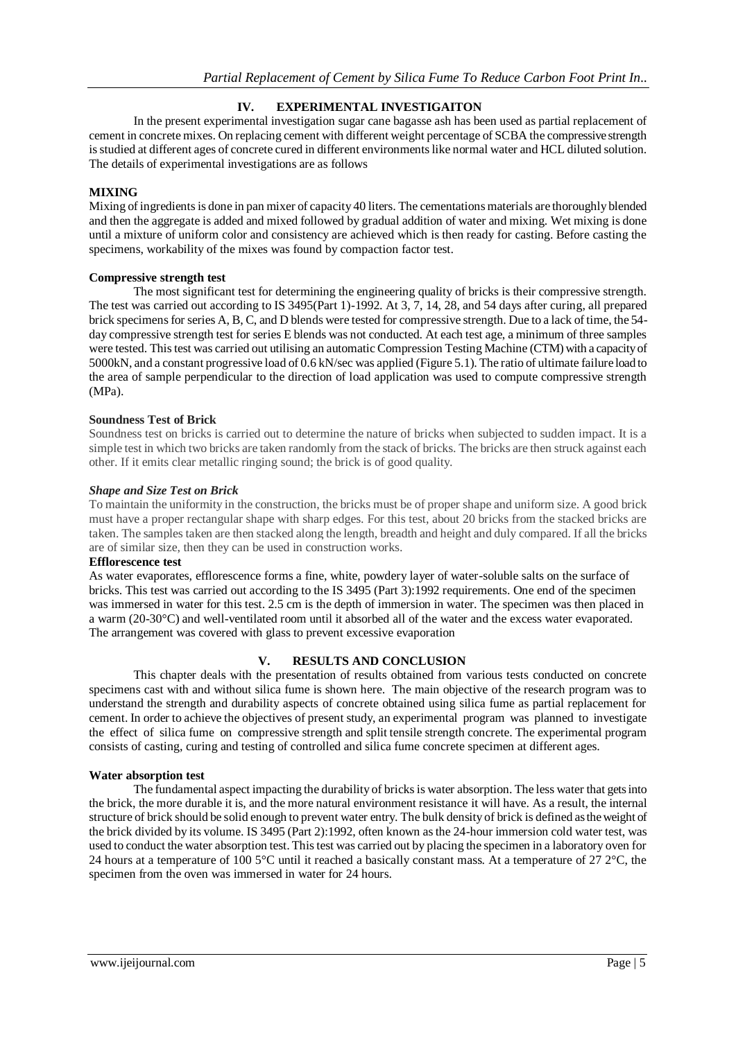## IV. EXPERIMENTAL INVESTIGAITON

In the present experimental investigation sugar cane bagasse ash has been used as partial replacement of cement in concrete mixes. On replacing cement with different weight percentage of SCBA the compressive strength is studied at different ages of concrete cured in different environments like normal water and HCL diluted solution. The details of experimental investigations are as follows

### MIXING

Mixing of ingredients is done in pan mixer of capacity 40 liters. The cementations materials are thoroughly blended and then the aggregate is added and mixed followed by gradual addition of water and mixing. Wet mixing is done until a mixture of uniform color and consistency are achieved which is then ready for casting. Before casting the specimens, workability of the mixes was found by compaction factor test.

### Compressive strength test

The most significant test for determining the engineering quality of bricks is their compressive strength. The test was carried out according to IS 3495(Part 1)-1992. At 3, 7, 14, 28, and 54 days after curing, all prepared brick specimens for series A, B, C, and D blends were tested for compressive strength. Due to a lack of time, the 54-day compressive strength test for series E blends was not conducted. At each test age, a minimum of three samples were tested. This test was carried out utilising an automatic Compression Testing Machine (CTM) with a capacity of 5000kN, and a constant progressive load of 0.6 kN/sec was applied (Figure 5.1). The ratio of ultimate failure load to the area of sample perpendicular to the direction of load application was used to compute compressive strength (MPa).

### Soundness Test of Brick

Soundness test on bricks is carried out to determine the nature of bricks when subjected to sudden impact. It is a simple test in which two bricks are taken randomly from the stack of bricks. The bricks are then struck against each other. If it emits clear metallic ringing sound; the brick is of good quality.

### *Shape and Size Test on Brick*

To maintain the uniformity in the construction, the bricks must be of proper shape and uniform size. A good brick must have a proper rectangular shape with sharp edges. For this test, about 20 bricks from the stacked bricks are taken. The samples taken are then stacked along the length, breadth and height and duly compared. If all the bricks are of similar size, then they can be used in construction works.

### Efflorescence test

As water evaporates, efflorescence forms a fine, white, powdery layer of water-soluble salts on the surface of bricks. This test was carried out according to the IS 3495 (Part 3):1992 requirements. One end of the specimen was immersed in water for this test. 2.5 cm is the depth of immersion in water. The specimen was then placed in a warm (20-30°C) and well-ventilated room until it absorbed all of the water and the excess water evaporated. The arrangement was covered with glass to prevent excessive evaporation

## V. RESULTS AND CONCLUSION

This chapter deals with the presentation of results obtained from various tests conducted on concrete specimens cast with and without silica fume is shown here. The main objective of the research program was to understand the strength and durability aspects of concrete obtained using silica fume as partial replacement for cement. In order to achieve the objectives of present study, an experimental program was planned to investigate the effect of silica fume on compressive strength and split tensile strength concrete. The experimental program consists of casting, curing and testing of controlled and silica fume concrete specimen at different ages.

### Water absorption test

The fundamental aspect impacting the durability of bricks is water absorption. The less water that gets into the brick, the more durable it is, and the more natural environment resistance it will have. As a result, the internal structure of brick should be solid enough to prevent water entry. The bulk density of brick is defined as the weight of the brick divided by its volume. IS 3495 (Part 2):1992, often known as the 24-hour immersion cold water test, was used to conduct the water absorption test. This test was carried out by placing the specimen in a laboratory oven for 24 hours at a temperature of 100 5°C until it reached a basically constant mass. At a temperature of 27 2°C, the specimen from the oven was immersed in water for 24 hours.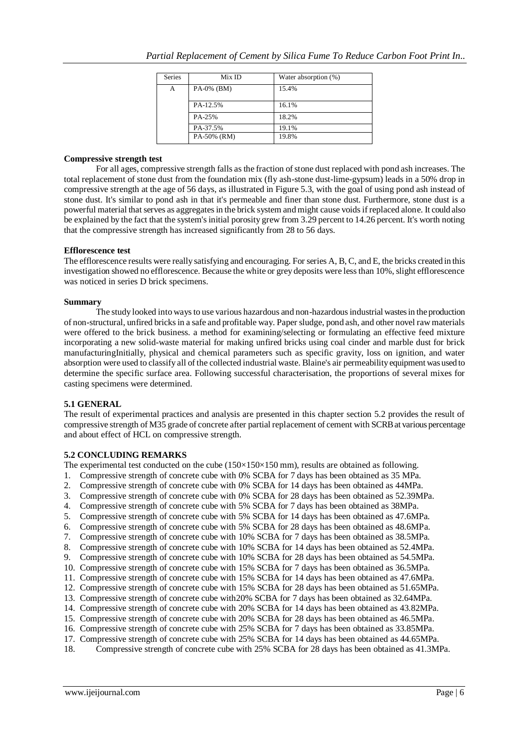| Series | Mix ID | Water absorption (%) |
|---|---|---|
| A | PA-0% (BM) | 15.4% |
| | PA-12.5% | 16.1% |
| | PA-25% | 18.2% |
| | PA-37.5% | 19.1% |
| | PA-50% (RM) | 19.8% |

**Compressive strength test**

For all ages, compressive strength falls as the fraction of stone dust replaced with pond ash increases. The total replacement of stone dust from the foundation mix (fly ash-stone dust-lime-gypsum) leads in a 50% drop in compressive strength at the age of 56 days, as illustrated in Figure 5.3, with the goal of using pond ash instead of stone dust. It's similar to pond ash in that it's permeable and finer than stone dust. Furthermore, stone dust is a powerful material that serves as aggregates in the brick system and might cause voids if replaced alone. It could also be explained by the fact that the system's initial porosity grew from 3.29 percent to 14.26 percent. It's worth noting that the compressive strength has increased significantly from 28 to 56 days.

**Efflorescence test**

The efflorescence results were really satisfying and encouraging. For series A, B, C, and E, the bricks created in this investigation showed no efflorescence. Because the white or grey deposits were less than 10%, slight efflorescence was noticed in series D brick specimens.

**Summary**

The study looked into ways to use various hazardous and non-hazardous industrial wastes in the production of non-structural, unfired bricks in a safe and profitable way. Paper sludge, pond ash, and other novel raw materials were offered to the brick business. a method for examining/selecting or formulating an effective feed mixture incorporating a new solid-waste material for making unfired bricks using coal cinder and marble dust for brick manufacturingInitially, physical and chemical parameters such as specific gravity, loss on ignition, and water absorption were used to classify all of the collected industrial waste. Blaine's air permeability equipment was used to determine the specific surface area. Following successful characterisation, the proportions of several mixes for casting specimens were determined.

**5.1 GENERAL**

The result of experimental practices and analysis are presented in this chapter section 5.2 provides the result of compressive strength of M35 grade of concrete after partial replacement of cement with SCRB at various percentage and about effect of HCL on compressive strength.

**5.2 CONCLUDING REMARKS**

The experimental test conducted on the cube (150×150×150 mm), results are obtained as following.

1. Compressive strength of concrete cube with 0% SCBA for 7 days has been obtained as 35 MPa.
2. Compressive strength of concrete cube with 0% SCBA for 14 days has been obtained as 44MPa.
3. Compressive strength of concrete cube with 0% SCBA for 28 days has been obtained as 52.39MPa.
4. Compressive strength of concrete cube with 5% SCBA for 7 days has been obtained as 38MPa.
5. Compressive strength of concrete cube with 5% SCBA for 14 days has been obtained as 47.6MPa.
6. Compressive strength of concrete cube with 5% SCBA for 28 days has been obtained as 48.6MPa.
7. Compressive strength of concrete cube with 10% SCBA for 7 days has been obtained as 38.5MPa.
8. Compressive strength of concrete cube with 10% SCBA for 14 days has been obtained as 52.4MPa.
9. Compressive strength of concrete cube with 10% SCBA for 28 days has been obtained as 54.5MPa.
10. Compressive strength of concrete cube with 15% SCBA for 7 days has been obtained as 36.5MPa.
11. Compressive strength of concrete cube with 15% SCBA for 14 days has been obtained as 47.6MPa.
12. Compressive strength of concrete cube with 15% SCBA for 28 days has been obtained as 51.65MPa.
13. Compressive strength of concrete cube with20% SCBA for 7 days has been obtained as 32.64MPa.
14. Compressive strength of concrete cube with 20% SCBA for 14 days has been obtained as 43.82MPa.
15. Compressive strength of concrete cube with 20% SCBA for 28 days has been obtained as 46.5MPa.
16. Compressive strength of concrete cube with 25% SCBA for 7 days has been obtained as 33.85MPa.
17. Compressive strength of concrete cube with 25% SCBA for 14 days has been obtained as 44.65MPa.
18. Compressive strength of concrete cube with 25% SCBA for 28 days has been obtained as 41.3MPa.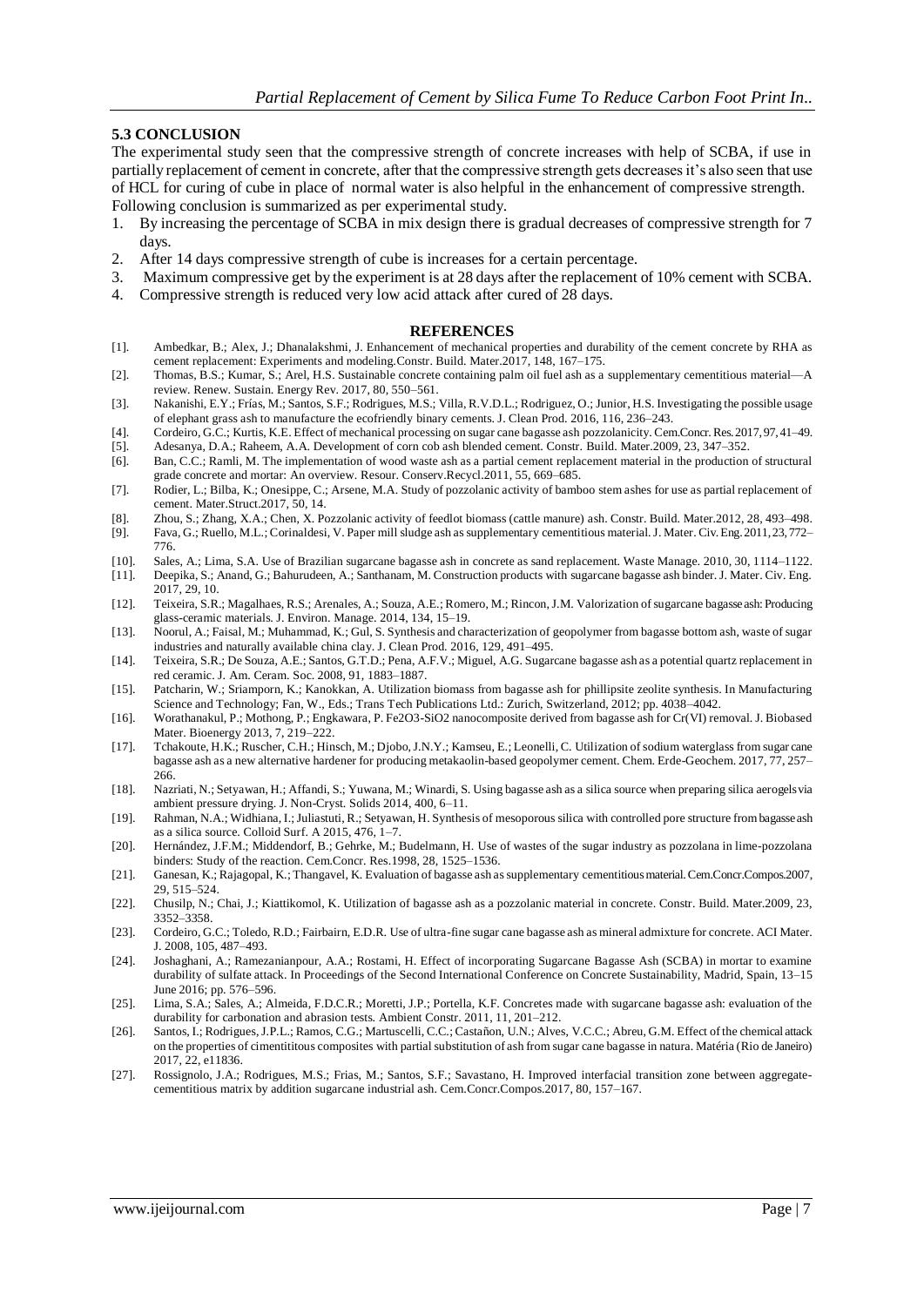### 5.3 CONCLUSION

The experimental study seen that the compressive strength of concrete increases with help of SCBA, if use in partially replacement of cement in concrete, after that the compressive strength gets decreases it's also seen that use of HCL for curing of cube in place of normal water is also helpful in the enhancement of compressive strength. Following conclusion is summarized as per experimental study.

1. By increasing the percentage of SCBA in mix design there is gradual decreases of compressive strength for 7 days.
2. After 14 days compressive strength of cube is increases for a certain percentage.
3. Maximum compressive get by the experiment is at 28 days after the replacement of 10% cement with SCBA.
4. Compressive strength is reduced very low acid attack after cured of 28 days.

## REFERENCES

[1]. Ambedkar, B.; Alex, J.; Dhanalakshmi, J. Enhancement of mechanical properties and durability of the cement concrete by RHA as cement replacement: Experiments and modeling.Constr. Build. Mater.2017, 148, 167–175.

[2]. Thomas, B.S.; Kumar, S.; Arel, H.S. Sustainable concrete containing palm oil fuel ash as a supplementary cementitious material—A review. Renew. Sustain. Energy Rev. 2017, 80, 550–561.

[3]. Nakanishi, E.Y.; Frías, M.; Santos, S.F.; Rodrigues, M.S.; Villa, R.V.D.L.; Rodriguez, O.; Junior, H.S. Investigating the possible usage of elephant grass ash to manufacture the ecofriendly binary cements. J. Clean Prod. 2016, 116, 236–243.

[4]. Cordeiro, G.C.; Kurtis, K.E. Effect of mechanical processing on sugar cane bagasse ash pozzolanicity. Cem.Concr. Res. 2017, 97, 41–49.

[5]. Adesanya, D.A.; Raheem, A.A. Development of corn cob ash blended cement. Constr. Build. Mater.2009, 23, 347–352.

[6]. Ban, C.C.; Ramli, M. The implementation of wood waste ash as a partial cement replacement material in the production of structural grade concrete and mortar: An overview. Resour. Conserv.Recycl.2011, 55, 669–685.

[7]. Rodier, L.; Bilba, K.; Onesippe, C.; Arsene, M.A. Study of pozzolanic activity of bamboo stem ashes for use as partial replacement of cement. Mater.Struct.2017, 50, 14.

[8]. Zhou, S.; Zhang, X.A.; Chen, X. Pozzolanic activity of feedlot biomass (cattle manure) ash. Constr. Build. Mater.2012, 28, 493–498.

[9]. Fava, G.; Ruello, M.L.; Corinaldesi, V. Paper mill sludge ash as supplementary cementitious material. J. Mater. Civ. Eng. 2011, 23, 772–776.

[10]. Sales, A.; Lima, S.A. Use of Brazilian sugarcane bagasse ash in concrete as sand replacement. Waste Manage. 2010, 30, 1114–1122.

[11]. Deepika, S.; Anand, G.; Bahurudeen, A.; Santhanam, M. Construction products with sugarcane bagasse ash binder. J. Mater. Civ. Eng. 2017, 29, 10.

[12]. Teixeira, S.R.; Magalhaes, R.S.; Arenales, A.; Souza, A.E.; Romero, M.; Rincon, J.M. Valorization of sugarcane bagasse ash: Producing glass-ceramic materials. J. Environ. Manage. 2014, 134, 15–19.

[13]. Noorul, A.; Faisal, M.; Muhammad, K.; Gul, S. Synthesis and characterization of geopolymer from bagasse bottom ash, waste of sugar industries and naturally available china clay. J. Clean Prod. 2016, 129, 491–495.

[14]. Teixeira, S.R.; De Souza, A.E.; Santos, G.T.D.; Pena, A.F.V.; Miguel, A.G. Sugarcane bagasse ash as a potential quartz replacement in red ceramic. J. Am. Ceram. Soc. 2008, 91, 1883–1887.

[15]. Patcharin, W.; Sriamporn, K.; Kanokkan, A. Utilization biomass from bagasse ash for phillipsite zeolite synthesis. In Manufacturing Science and Technology; Fan, W., Eds.; Trans Tech Publications Ltd.: Zurich, Switzerland, 2012; pp. 4038–4042.

[16]. Worathanakul, P.; Mothong, P.; Engkawara, P. Fe2O3-SiO2 nanocomposite derived from bagasse ash for Cr(VI) removal. J. Biobased Mater. Bioenergy 2013, 7, 219–222.

[17]. Tchakoute, H.K.; Ruscher, C.H.; Hinsch, M.; Djobo, J.N.Y.; Kamseu, E.; Leonelli, C. Utilization of sodium waterglass from sugar cane bagasse ash as a new alternative hardener for producing metakaolin-based geopolymer cement. Chem. Erde-Geochem. 2017, 77, 257–266.

[18]. Nazriati, N.; Setyawan, H.; Affandi, S.; Yuwana, M.; Winardi, S. Using bagasse ash as a silica source when preparing silica aerogels via ambient pressure drying. J. Non-Cryst. Solids 2014, 400, 6–11.

[19]. Rahman, N.A.; Widhiana, I.; Juliastuti, R.; Setyawan, H. Synthesis of mesoporous silica with controlled pore structure from bagasse ash as a silica source. Colloid Surf. A 2015, 476, 1–7.

[20]. Hernández, J.F.M.; Middendorf, B.; Gehrke, M.; Budelmann, H. Use of wastes of the sugar industry as pozzolana in lime-pozzolana binders: Study of the reaction. Cem.Concr. Res.1998, 28, 1525–1536.

[21]. Ganesan, K.; Rajagopal, K.; Thangavel, K. Evaluation of bagasse ash as supplementary cementitious material. Cem.Concr.Compos.2007, 29, 515–524.

[22]. Chusilp, N.; Chai, J.; Kiattikomol, K. Utilization of bagasse ash as a pozzolanic material in concrete. Constr. Build. Mater.2009, 23, 3352–3358.

[23]. Cordeiro, G.C.; Toledo, R.D.; Fairbairn, E.D.R. Use of ultra-fine sugar cane bagasse ash as mineral admixture for concrete. ACI Mater. J. 2008, 105, 487–493.

[24]. Joshaghani, A.; Ramezanianpour, A.A.; Rostami, H. Effect of incorporating Sugarcane Bagasse Ash (SCBA) in mortar to examine durability of sulfate attack. In Proceedings of the Second International Conference on Concrete Sustainability, Madrid, Spain, 13–15 June 2016; pp. 576–596.

[25]. Lima, S.A.; Sales, A.; Almeida, F.D.C.R.; Moretti, J.P.; Portella, K.F. Concretes made with sugarcane bagasse ash: evaluation of the durability for carbonation and abrasion tests. Ambient Constr. 2011, 11, 201–212.

[26]. Santos, I.; Rodrigues, J.P.L.; Ramos, C.G.; Martuscelli, C.C.; Castañon, U.N.; Alves, V.C.C.; Abreu, G.M. Effect of the chemical attack on the properties of cimentititous composites with partial substitution of ash from sugar cane bagasse in natura. Matéria (Rio de Janeiro) 2017, 22, e11836.

[27]. Rossignolo, J.A.; Rodrigues, M.S.; Frias, M.; Santos, S.F.; Savastano, H. Improved interfacial transition zone between aggregate-cementitious matrix by addition sugarcane industrial ash. Cem.Concr.Compos.2017, 80, 157–167.